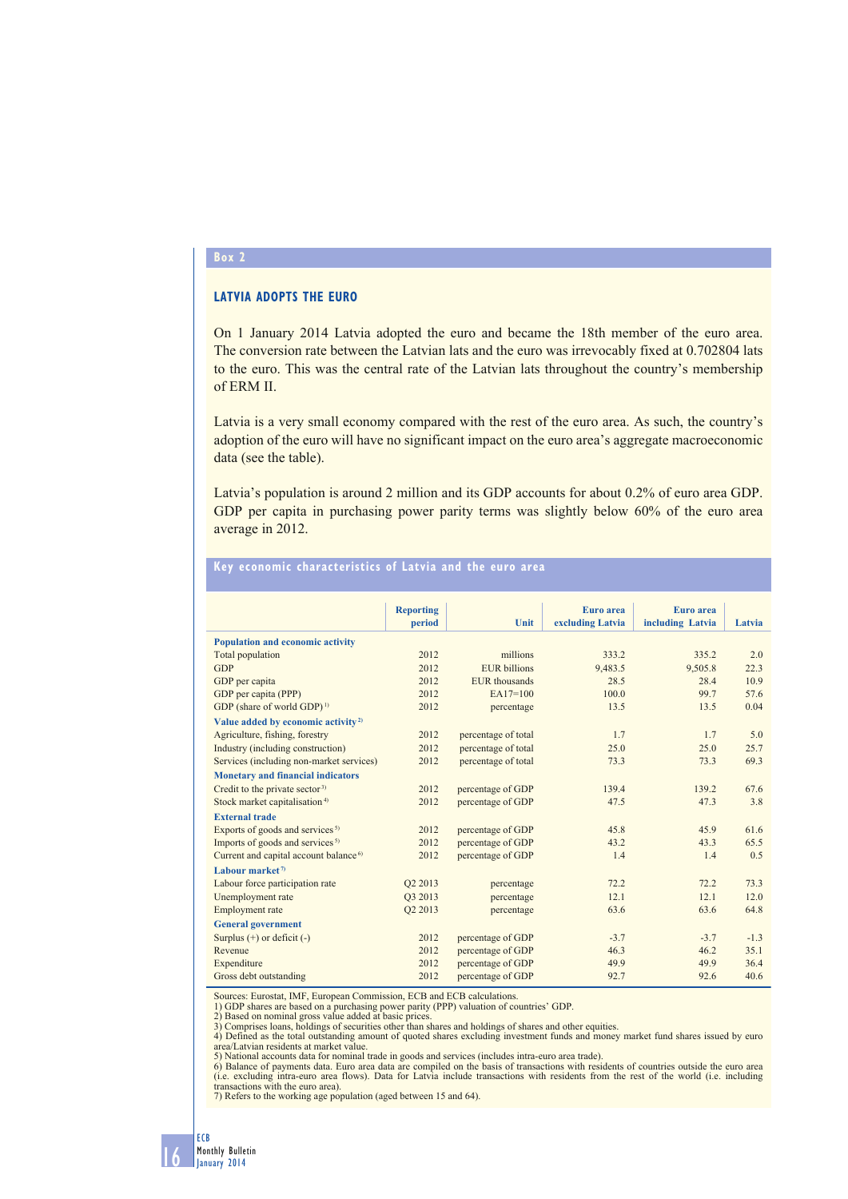Box 2

## LATVIA ADOPTS THE EURO

On 1 January 2014 Latvia adopted the euro and became the 18th member of the euro area. The conversion rate between the Latvian lats and the euro was irrevocably fixed at 0.702804 lats to the euro. This was the central rate of the Latvian lats throughout the country's membership of ERM II.

Latvia is a very small economy compared with the rest of the euro area. As such, the country's adoption of the euro will have no significant impact on the euro area's aggregate macroeconomic data (see the table).

Latvia's population is around 2 million and its GDP accounts for about 0.2% of euro area GDP. GDP per capita in purchasing power parity terms was slightly below 60% of the euro area average in 2012.

### Key economic characteristics of Latvia and the euro area

| | Reporting period | Unit | Euro area excluding Latvia | Euro area including Latvia | Latvia |
|---|---|---|---|---|---|
| **Population and economic activity** | | | | | |
| Total population | 2012 | millions | 333.2 | 335.2 | 2.0 |
| GDP | 2012 | EUR billions | 9,483.5 | 9,505.8 | 22.3 |
| GDP per capita | 2012 | EUR thousands | 28.5 | 28.4 | 10.9 |
| GDP per capita (PPP) | 2012 | EA17=100 | 100.0 | 99.7 | 57.6 |
| GDP (share of world GDP) [1] | 2012 | percentage | 13.5 | 13.5 | 0.04 |
| **Value added by economic activity** [2] | | | | | |
| Agriculture, fishing, forestry | 2012 | percentage of total | 1.7 | 1.7 | 5.0 |
| Industry (including construction) | 2012 | percentage of total | 25.0 | 25.0 | 25.7 |
| Services (including non-market services) | 2012 | percentage of total | 73.3 | 73.3 | 69.3 |
| **Monetary and financial indicators** | | | | | |
| Credit to the private sector [3] | 2012 | percentage of GDP | 139.4 | 139.2 | 67.6 |
| Stock market capitalisation [4] | 2012 | percentage of GDP | 47.5 | 47.3 | 3.8 |
| **External trade** | | | | | |
| Exports of goods and services [5] | 2012 | percentage of GDP | 45.8 | 45.9 | 61.6 |
| Imports of goods and services [5] | 2012 | percentage of GDP | 43.2 | 43.3 | 65.5 |
| Current and capital account balance [6] | 2012 | percentage of GDP | 1.4 | 1.4 | 0.5 |
| **Labour market** [7] | | | | | |
| Labour force participation rate | Q2 2013 | percentage | 72.2 | 72.2 | 73.3 |
| Unemployment rate | Q3 2013 | percentage | 12.1 | 12.1 | 12.0 |
| Employment rate | Q2 2013 | percentage | 63.6 | 63.6 | 64.8 |
| **General government** | | | | | |
| Surplus (+) or deficit (-) | 2012 | percentage of GDP | -3.7 | -3.7 | -1.3 |
| Revenue | 2012 | percentage of GDP | 46.3 | 46.2 | 35.1 |
| Expenditure | 2012 | percentage of GDP | 49.9 | 49.9 | 36.4 |
| Gross debt outstanding | 2012 | percentage of GDP | 92.7 | 92.6 | 40.6 |

Sources: Eurostat, IMF, European Commission, ECB and ECB calculations.
1) GDP shares are based on a purchasing power parity (PPP) valuation of countries' GDP.
2) Based on nominal gross value added at basic prices.
3) Comprises loans, holdings of securities other than shares and holdings of shares and other equities.
4) Defined as the total outstanding amount of quoted shares excluding investment funds and money market fund shares issued by euro area/Latvian residents at market value.
5) National accounts data for nominal trade in goods and services (includes intra-euro area trade).
6) Balance of payments data. Euro area data are compiled on the basis of transactions with residents of countries outside the euro area (i.e. excluding intra-euro area flows). Data for Latvia include transactions with residents from the rest of the world (i.e. including transactions with the euro area).
7) Refers to the working age population (aged between 15 and 64).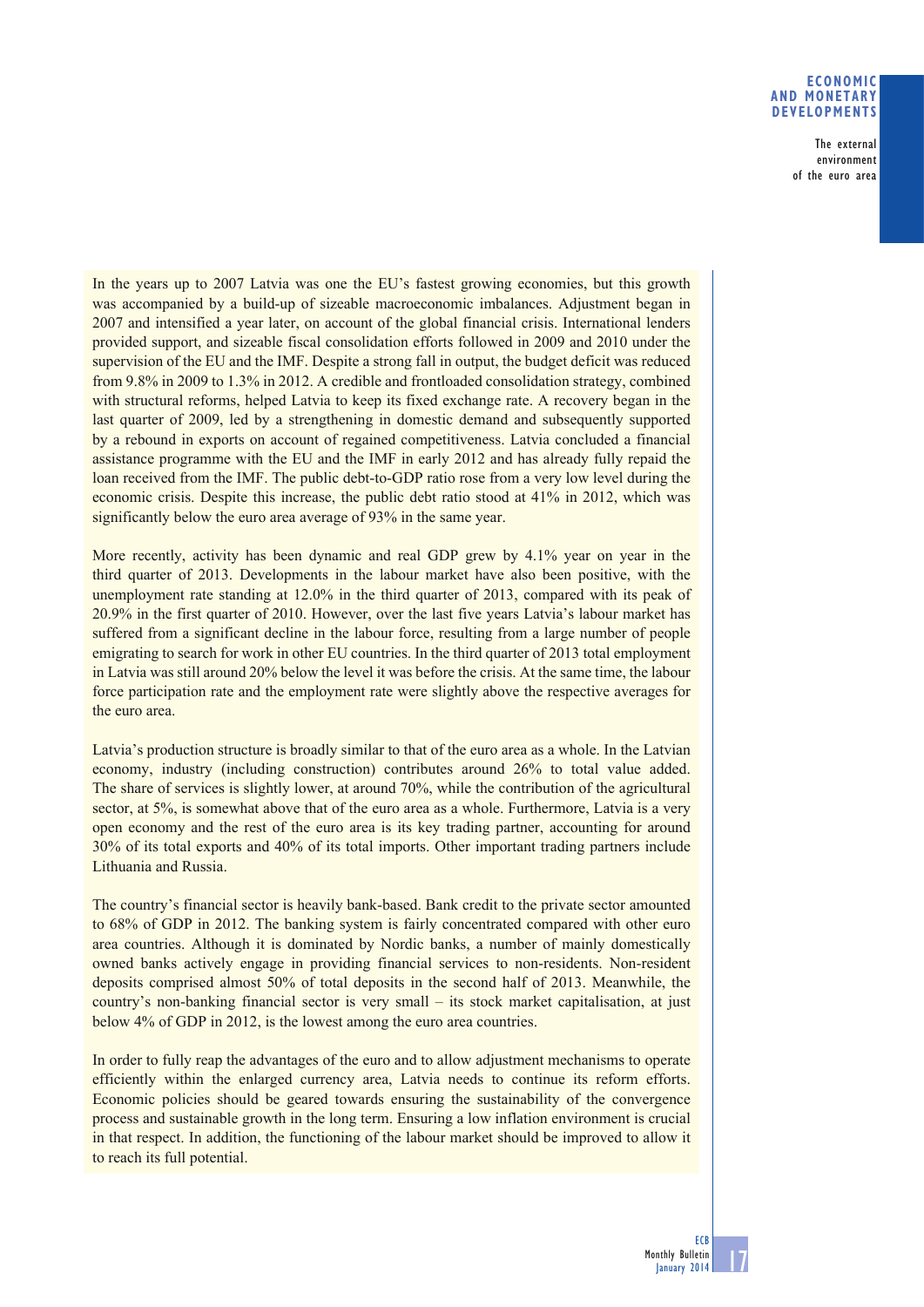In the years up to 2007 Latvia was one the EU's fastest growing economies, but this growth was accompanied by a build-up of sizeable macroeconomic imbalances. Adjustment began in 2007 and intensified a year later, on account of the global financial crisis. International lenders provided support, and sizeable fiscal consolidation efforts followed in 2009 and 2010 under the supervision of the EU and the IMF. Despite a strong fall in output, the budget deficit was reduced from 9.8% in 2009 to 1.3% in 2012. A credible and frontloaded consolidation strategy, combined with structural reforms, helped Latvia to keep its fixed exchange rate. A recovery began in the last quarter of 2009, led by a strengthening in domestic demand and subsequently supported by a rebound in exports on account of regained competitiveness. Latvia concluded a financial assistance programme with the EU and the IMF in early 2012 and has already fully repaid the loan received from the IMF. The public debt-to-GDP ratio rose from a very low level during the economic crisis. Despite this increase, the public debt ratio stood at 41% in 2012, which was significantly below the euro area average of 93% in the same year.

More recently, activity has been dynamic and real GDP grew by 4.1% year on year in the third quarter of 2013. Developments in the labour market have also been positive, with the unemployment rate standing at 12.0% in the third quarter of 2013, compared with its peak of 20.9% in the first quarter of 2010. However, over the last five years Latvia's labour market has suffered from a significant decline in the labour force, resulting from a large number of people emigrating to search for work in other EU countries. In the third quarter of 2013 total employment in Latvia was still around 20% below the level it was before the crisis. At the same time, the labour force participation rate and the employment rate were slightly above the respective averages for the euro area.

Latvia's production structure is broadly similar to that of the euro area as a whole. In the Latvian economy, industry (including construction) contributes around 26% to total value added. The share of services is slightly lower, at around 70%, while the contribution of the agricultural sector, at 5%, is somewhat above that of the euro area as a whole. Furthermore, Latvia is a very open economy and the rest of the euro area is its key trading partner, accounting for around 30% of its total exports and 40% of its total imports. Other important trading partners include Lithuania and Russia.

The country's financial sector is heavily bank-based. Bank credit to the private sector amounted to 68% of GDP in 2012. The banking system is fairly concentrated compared with other euro area countries. Although it is dominated by Nordic banks, a number of mainly domestically owned banks actively engage in providing financial services to non-residents. Non-resident deposits comprised almost 50% of total deposits in the second half of 2013. Meanwhile, the country's non-banking financial sector is very small – its stock market capitalisation, at just below 4% of GDP in 2012, is the lowest among the euro area countries.

In order to fully reap the advantages of the euro and to allow adjustment mechanisms to operate efficiently within the enlarged currency area, Latvia needs to continue its reform efforts. Economic policies should be geared towards ensuring the sustainability of the convergence process and sustainable growth in the long term. Ensuring a low inflation environment is crucial in that respect. In addition, the functioning of the labour market should be improved to allow it to reach its full potential.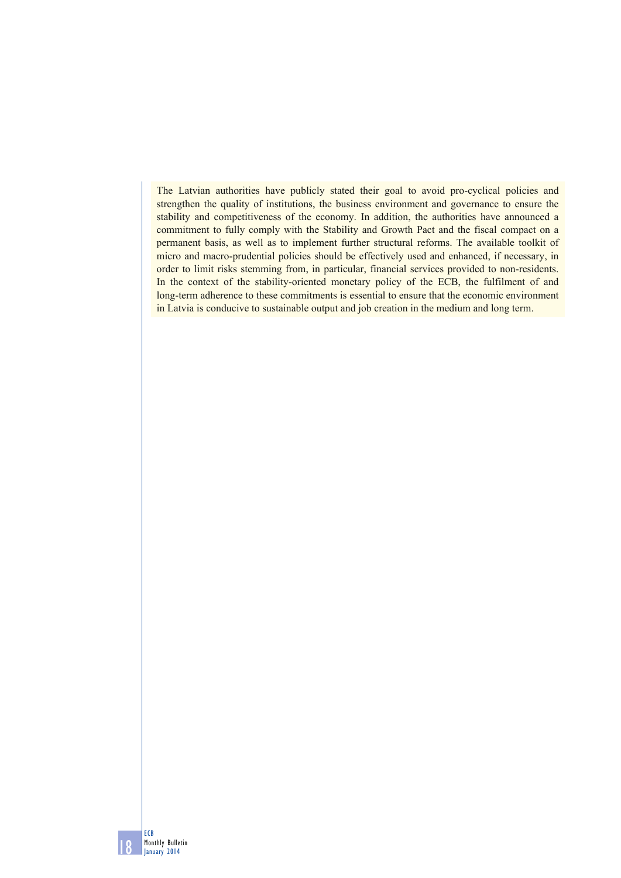The Latvian authorities have publicly stated their goal to avoid pro-cyclical policies and strengthen the quality of institutions, the business environment and governance to ensure the stability and competitiveness of the economy. In addition, the authorities have announced a commitment to fully comply with the Stability and Growth Pact and the fiscal compact on a permanent basis, as well as to implement further structural reforms. The available toolkit of micro and macro-prudential policies should be effectively used and enhanced, if necessary, in order to limit risks stemming from, in particular, financial services provided to non-residents. In the context of the stability-oriented monetary policy of the ECB, the fulfilment of and long-term adherence to these commitments is essential to ensure that the economic environment in Latvia is conducive to sustainable output and job creation in the medium and long term.